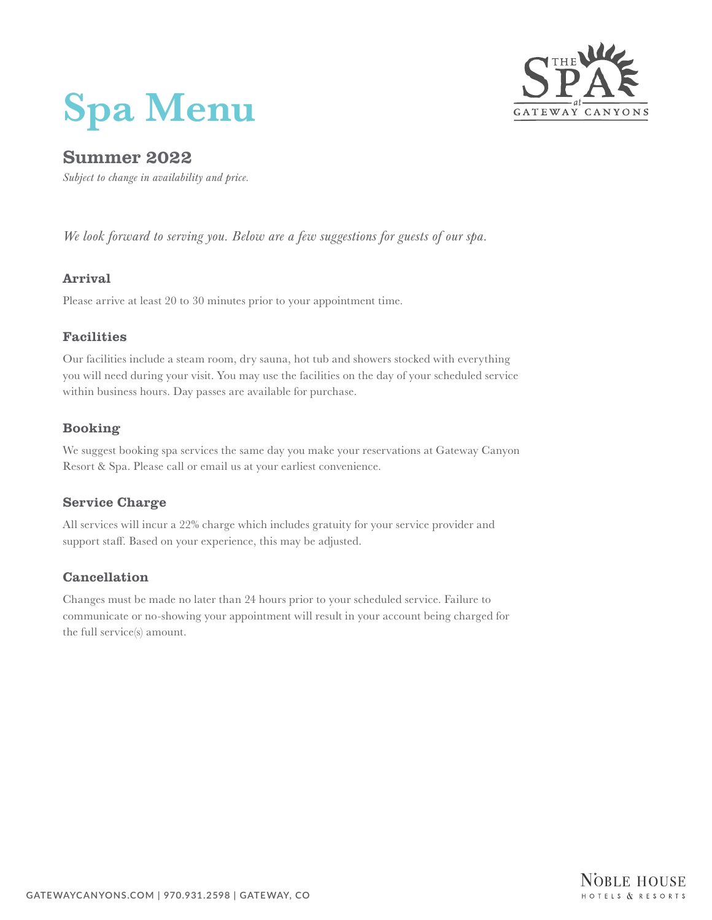# Spa Menu

## Summer 2022

*Subject to change in availability and price.*

*We look forward to serving you. Below are a few suggestions for guests of our spa.*

### Arrival

Please arrive at least 20 to 30 minutes prior to your appointment time.

### Facilities

Our facilities include a steam room, dry sauna, hot tub and showers stocked with everything you will need during your visit. You may use the facilities on the day of your scheduled service within business hours. Day passes are available for purchase.

### Booking

We suggest booking spa services the same day you make your reservations at Gateway Canyon Resort & Spa. Please call or email us at your earliest convenience.

### Service Charge

All services will incur a 22% charge which includes gratuity for your service provider and support staff. Based on your experience, this may be adjusted.

### Cancellation

Changes must be made no later than 24 hours prior to your scheduled service. Failure to communicate or no-showing your appointment will result in your account being charged for the full service(s) amount.

GATEWAYCANYONS.COM | 970.931.2598 | GATEWAY, CO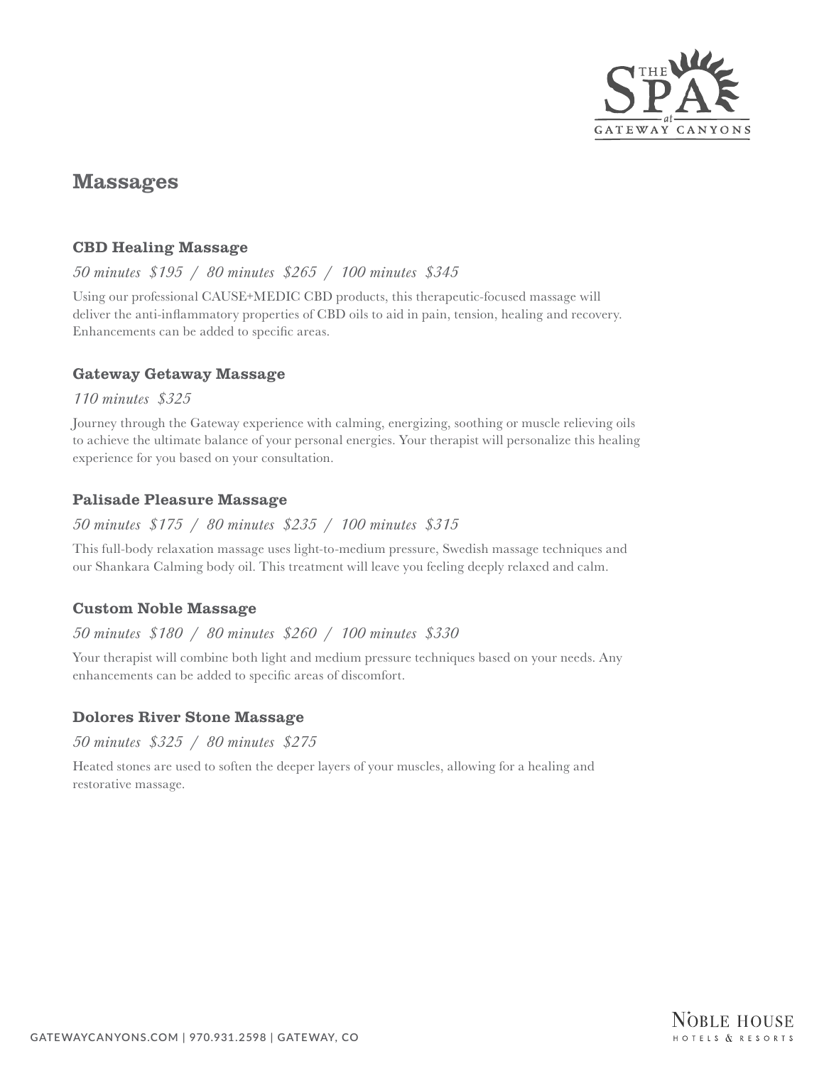# Massages

### CBD Healing Massage

*50 minutes $195 / 80 minutes $265 / 100 minutes $345*

Using our professional CAUSE+MEDIC CBD products, this therapeutic-focused massage will deliver the anti-inflammatory properties of CBD oils to aid in pain, tension, healing and recovery. Enhancements can be added to specific areas.

### Gateway Getaway Massage

*110 minutes $325*

Journey through the Gateway experience with calming, energizing, soothing or muscle relieving oils to achieve the ultimate balance of your personal energies. Your therapist will personalize this healing experience for you based on your consultation.

### Palisade Pleasure Massage

*50 minutes $175 / 80 minutes $235 / 100 minutes $315*

This full-body relaxation massage uses light-to-medium pressure, Swedish massage techniques and our Shankara Calming body oil. This treatment will leave you feeling deeply relaxed and calm.

### Custom Noble Massage

*50 minutes $180 / 80 minutes $260 / 100 minutes $330*

Your therapist will combine both light and medium pressure techniques based on your needs. Any enhancements can be added to specific areas of discomfort.

### Dolores River Stone Massage

*50 minutes $325 / 80 minutes $275*

Heated stones are used to soften the deeper layers of your muscles, allowing for a healing and restorative massage.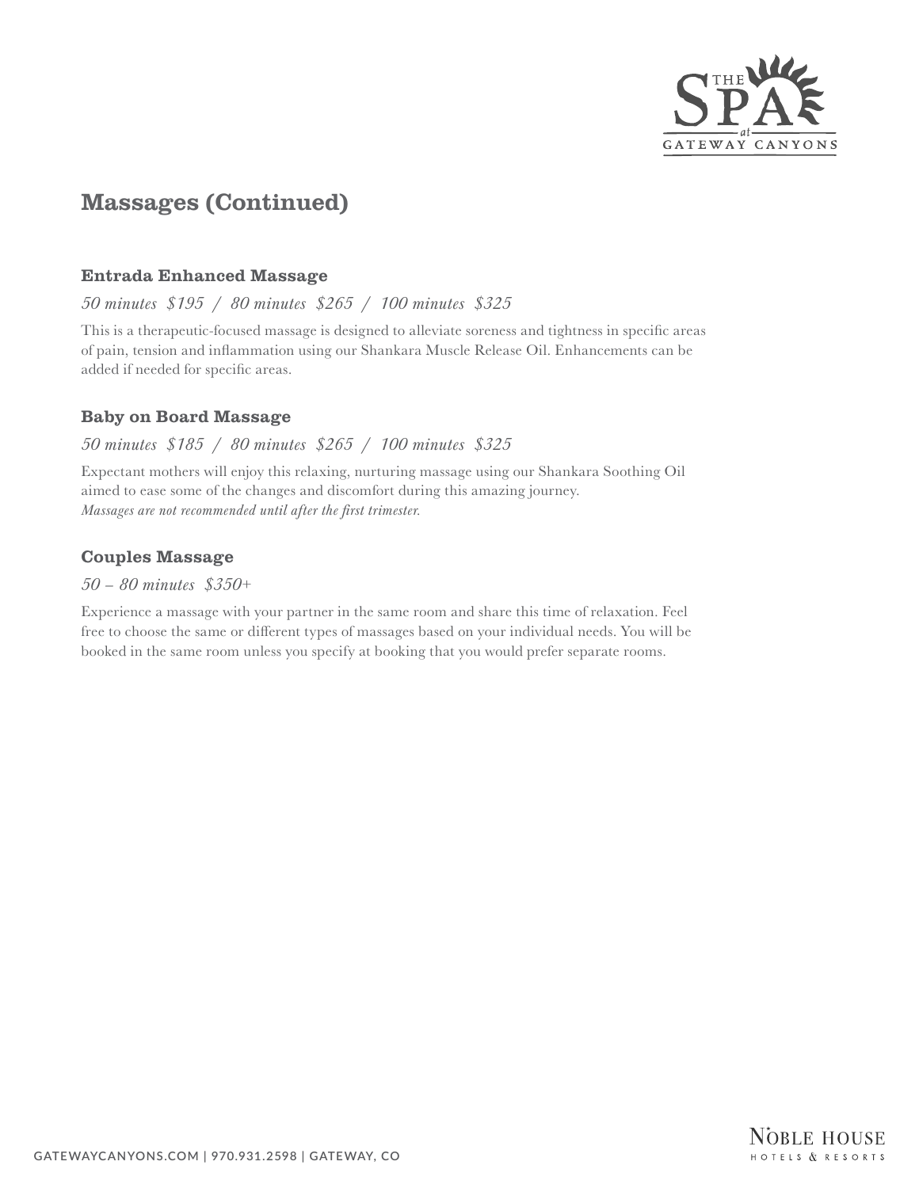## Massages (Continued)

### Entrada Enhanced Massage

*50 minutes $195 / 80 minutes $265 / 100 minutes $325*

This is a therapeutic-focused massage is designed to alleviate soreness and tightness in specific areas of pain, tension and inflammation using our Shankara Muscle Release Oil. Enhancements can be added if needed for specific areas.

### Baby on Board Massage

*50 minutes $185 / 80 minutes $265 / 100 minutes $325*

Expectant mothers will enjoy this relaxing, nurturing massage using our Shankara Soothing Oil aimed to ease some of the changes and discomfort during this amazing journey.
*Massages are not recommended until after the first trimester.*

### Couples Massage

*50 – 80 minutes $350+*

Experience a massage with your partner in the same room and share this time of relaxation. Feel free to choose the same or different types of massages based on your individual needs. You will be booked in the same room unless you specify at booking that you would prefer separate rooms.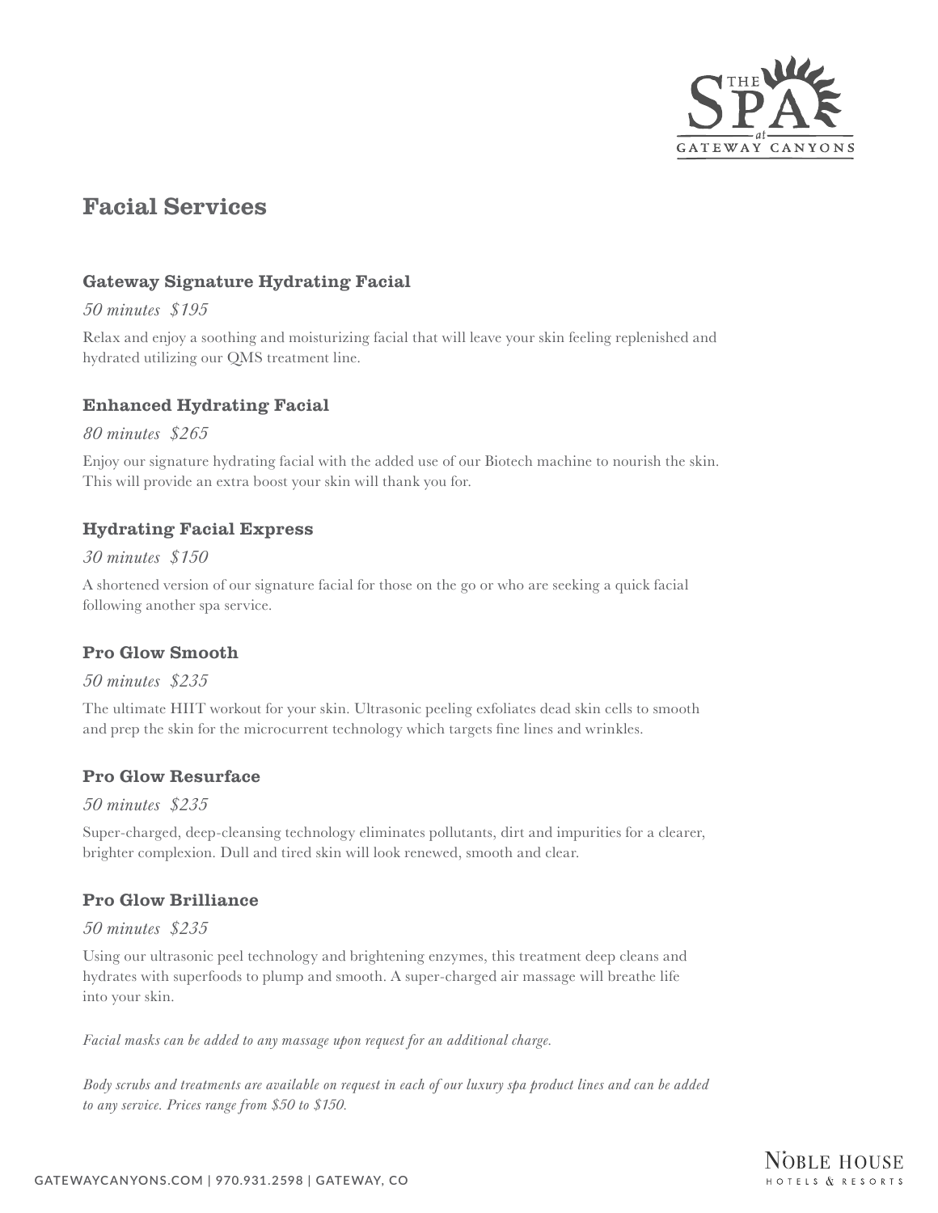# Facial Services

### Gateway Signature Hydrating Facial

*50 minutes $195*

Relax and enjoy a soothing and moisturizing facial that will leave your skin feeling replenished and hydrated utilizing our QMS treatment line.

### Enhanced Hydrating Facial

*80 minutes $265*

Enjoy our signature hydrating facial with the added use of our Biotech machine to nourish the skin. This will provide an extra boost your skin will thank you for.

### Hydrating Facial Express

*30 minutes $150*

A shortened version of our signature facial for those on the go or who are seeking a quick facial following another spa service.

### Pro Glow Smooth

*50 minutes $235*

The ultimate HIIT workout for your skin. Ultrasonic peeling exfoliates dead skin cells to smooth and prep the skin for the microcurrent technology which targets fine lines and wrinkles.

### Pro Glow Resurface

*50 minutes $235*

Super-charged, deep-cleansing technology eliminates pollutants, dirt and impurities for a clearer, brighter complexion. Dull and tired skin will look renewed, smooth and clear.

### Pro Glow Brilliance

*50 minutes $235*

Using our ultrasonic peel technology and brightening enzymes, this treatment deep cleans and hydrates with superfoods to plump and smooth. A super-charged air massage will breathe life into your skin.

*Facial masks can be added to any massage upon request for an additional charge.*

*Body scrubs and treatments are available on request in each of our luxury spa product lines and can be added to any service. Prices range from $50 to $150.*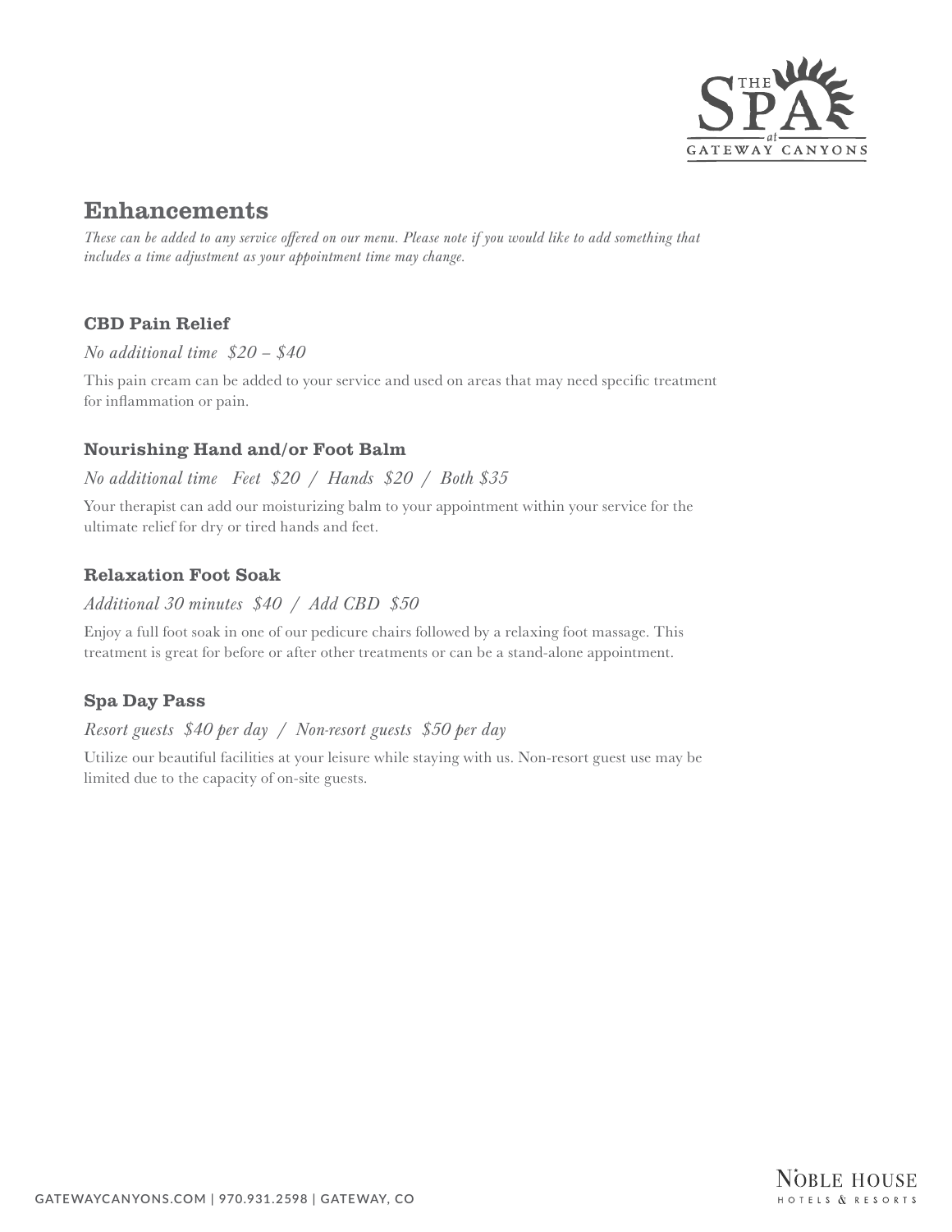## Enhancements

*These can be added to any service offered on our menu. Please note if you would like to add something that includes a time adjustment as your appointment time may change.*

### CBD Pain Relief

*No additional time $20 – $40*

This pain cream can be added to your service and used on areas that may need specific treatment for inflammation or pain.

### Nourishing Hand and/or Foot Balm

*No additional time Feet $20 / Hands $20 / Both $35*

Your therapist can add our moisturizing balm to your appointment within your service for the ultimate relief for dry or tired hands and feet.

### Relaxation Foot Soak

*Additional 30 minutes $40 / Add CBD $50*

Enjoy a full foot soak in one of our pedicure chairs followed by a relaxing foot massage. This treatment is great for before or after other treatments or can be a stand-alone appointment.

### Spa Day Pass

*Resort guests $40 per day / Non-resort guests $50 per day*

Utilize our beautiful facilities at your leisure while staying with us. Non-resort guest use may be limited due to the capacity of on-site guests.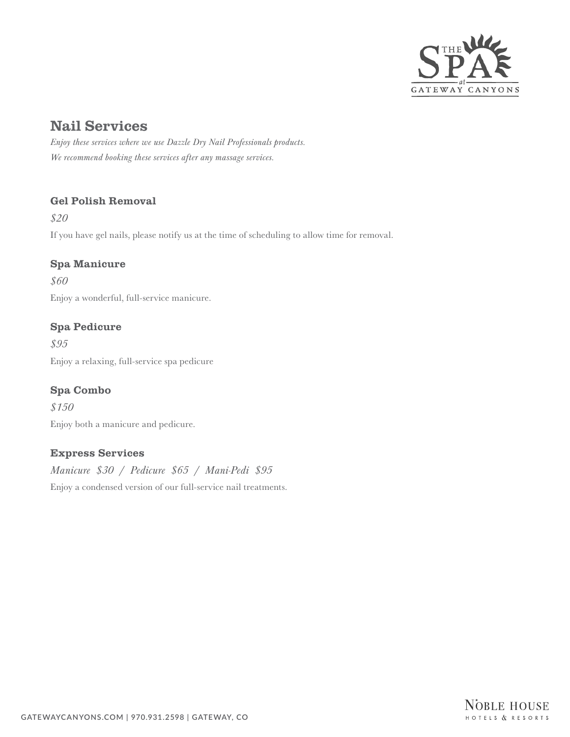## Nail Services

*Enjoy these services where we use Dazzle Dry Nail Professionals products.*
*We recommend booking these services after any massage services.*

### Gel Polish Removal

*$20*

If you have gel nails, please notify us at the time of scheduling to allow time for removal.

### Spa Manicure

*$60*

Enjoy a wonderful, full-service manicure.

### Spa Pedicure

*$95*

Enjoy a relaxing, full-service spa pedicure

### Spa Combo

*$150*

Enjoy both a manicure and pedicure.

### Express Services

*Manicure $30 / Pedicure $65 / Mani-Pedi $95*

Enjoy a condensed version of our full-service nail treatments.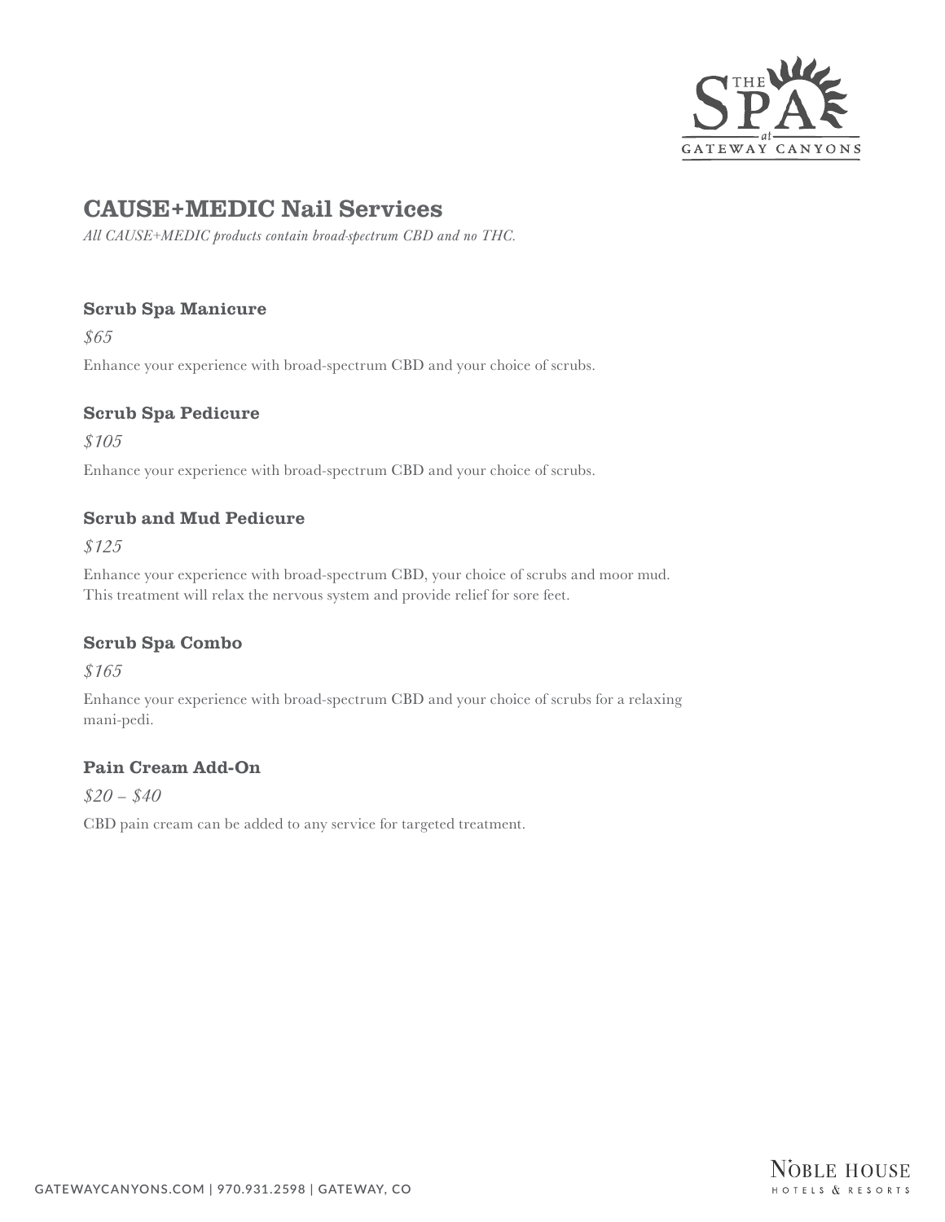## CAUSE+MEDIC Nail Services

*All CAUSE+MEDIC products contain broad-spectrum CBD and no THC.*

### Scrub Spa Manicure

*$65*

Enhance your experience with broad-spectrum CBD and your choice of scrubs.

### Scrub Spa Pedicure

*$105*

Enhance your experience with broad-spectrum CBD and your choice of scrubs.

### Scrub and Mud Pedicure

*$125*

Enhance your experience with broad-spectrum CBD, your choice of scrubs and moor mud. This treatment will relax the nervous system and provide relief for sore feet.

### Scrub Spa Combo

*$165*

Enhance your experience with broad-spectrum CBD and your choice of scrubs for a relaxing mani-pedi.

### Pain Cream Add-On

*$20 – $40*

CBD pain cream can be added to any service for targeted treatment.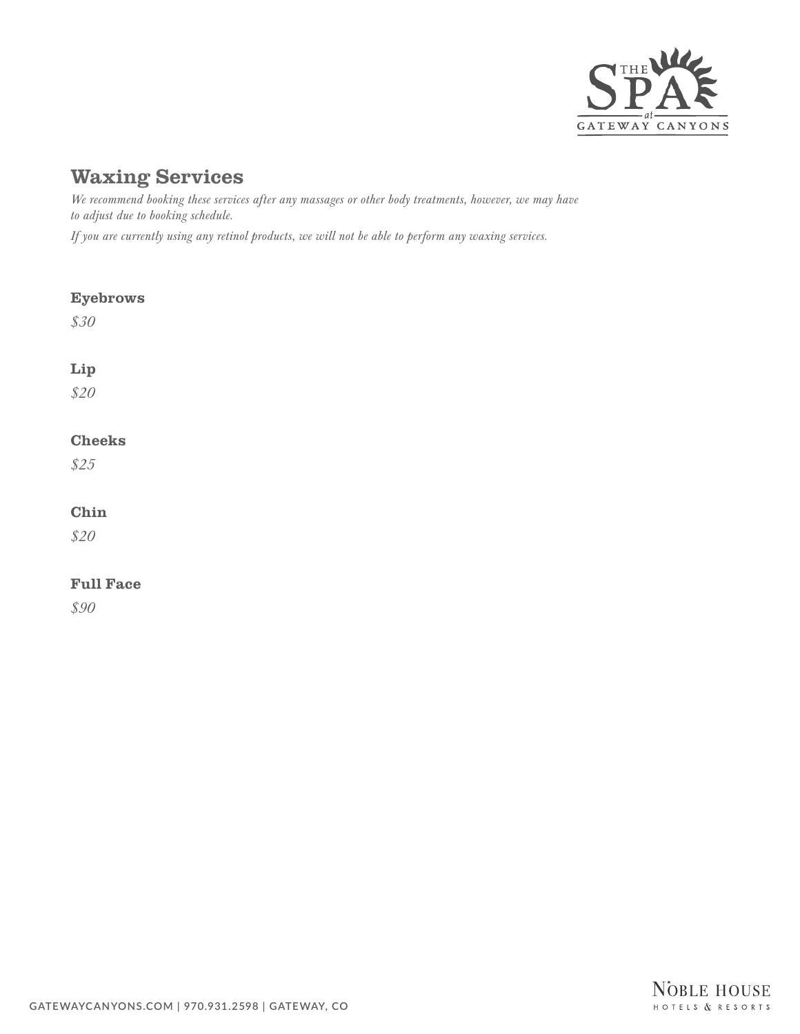## Waxing Services

*We recommend booking these services after any massages or other body treatments, however, we may have to adjust due to booking schedule.*

*If you are currently using any retinol products, we will not be able to perform any waxing services.*

### Eyebrows

*$30*

### Lip

*$20*

### Cheeks

*$25*

### Chin

*$20*

### Full Face

*$90*